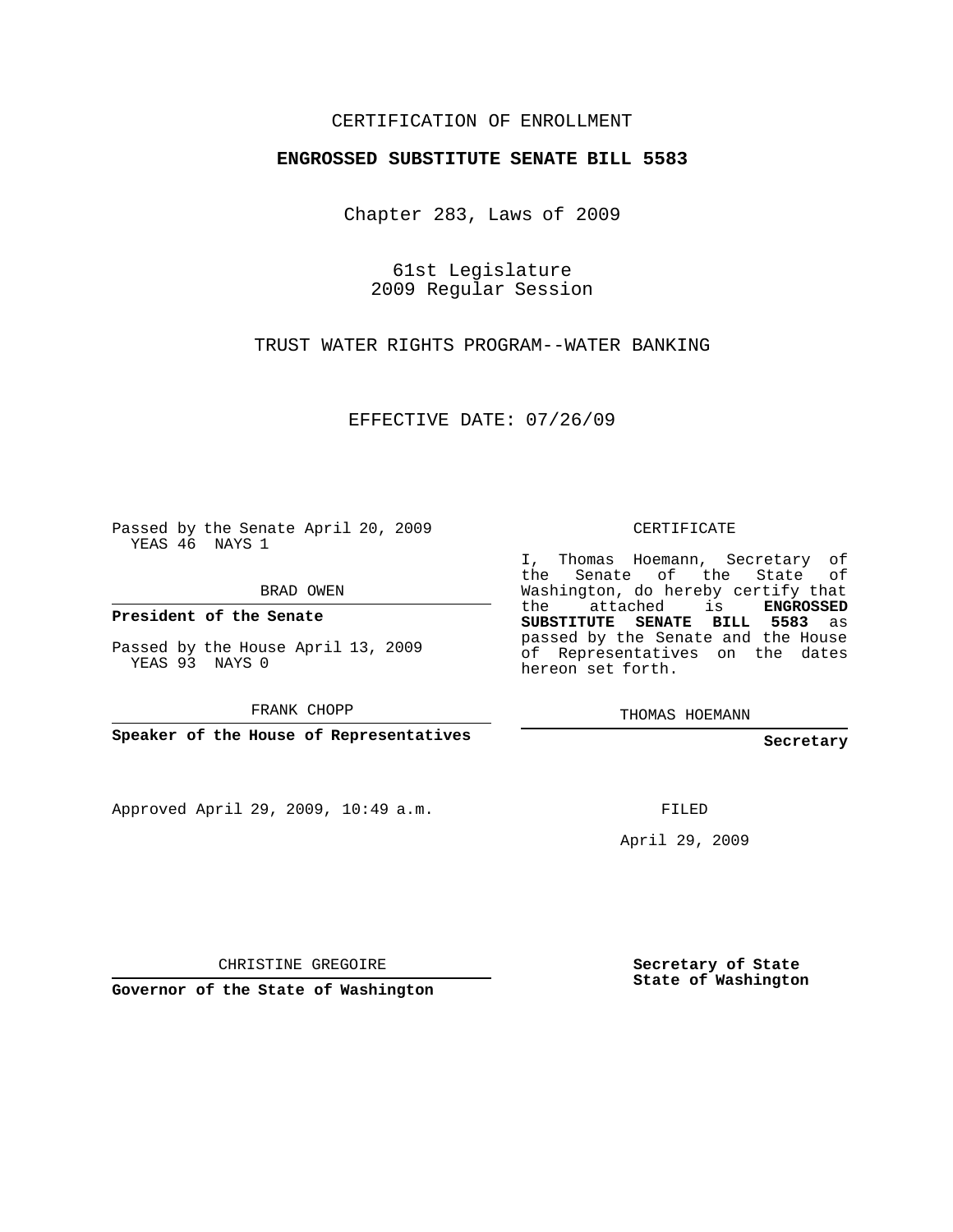CERTIFICATION OF ENROLLMENT

**ENGROSSED SUBSTITUTE SENATE BILL 5583**

Chapter 283, Laws of 2009

61st Legislature
2009 Regular Session

TRUST WATER RIGHTS PROGRAM--WATER BANKING

EFFECTIVE DATE: 07/26/09

Passed by the Senate April 20, 2009
YEAS 46 NAYS 1

BRAD OWEN

**President of the Senate**

Passed by the House April 13, 2009
YEAS 93 NAYS 0

FRANK CHOPP

**Speaker of the House of Representatives**

CERTIFICATE

I, Thomas Hoemann, Secretary of the Senate of the State of Washington, do hereby certify that the attached is **ENGROSSED SUBSTITUTE SENATE BILL 5583** as passed by the Senate and the House of Representatives on the dates hereon set forth.

THOMAS HOEMANN

**Secretary**

Approved April 29, 2009, 10:49 a.m.

FILED

April 29, 2009

CHRISTINE GREGOIRE

**Governor of the State of Washington**

**Secretary of State**
**State of Washington**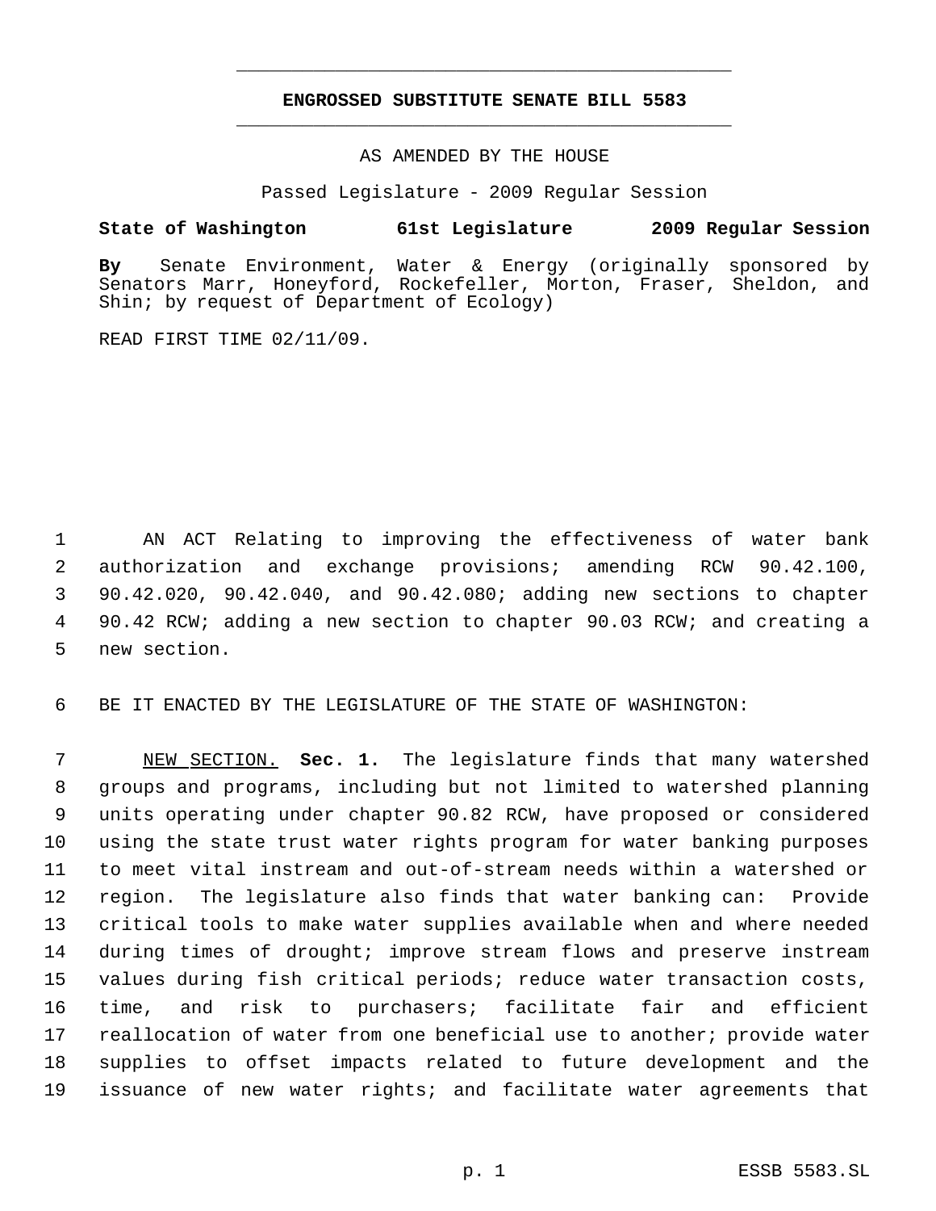## ENGROSSED SUBSTITUTE SENATE BILL 5583

AS AMENDED BY THE HOUSE

Passed Legislature - 2009 Regular Session

**State of Washington 61st Legislature 2009 Regular Session**

**By** Senate Environment, Water & Energy (originally sponsored by Senators Marr, Honeyford, Rockefeller, Morton, Fraser, Sheldon, and Shin; by request of Department of Ecology)

READ FIRST TIME 02/11/09.

AN ACT Relating to improving the effectiveness of water bank authorization and exchange provisions; amending RCW 90.42.100, 90.42.020, 90.42.040, and 90.42.080; adding new sections to chapter 90.42 RCW; adding a new section to chapter 90.03 RCW; and creating a new section.

BE IT ENACTED BY THE LEGISLATURE OF THE STATE OF WASHINGTON:

NEW SECTION. **Sec. 1.** The legislature finds that many watershed groups and programs, including but not limited to watershed planning units operating under chapter 90.82 RCW, have proposed or considered using the state trust water rights program for water banking purposes to meet vital instream and out-of-stream needs within a watershed or region. The legislature also finds that water banking can: Provide critical tools to make water supplies available when and where needed during times of drought; improve stream flows and preserve instream values during fish critical periods; reduce water transaction costs, time, and risk to purchasers; facilitate fair and efficient reallocation of water from one beneficial use to another; provide water supplies to offset impacts related to future development and the issuance of new water rights; and facilitate water agreements that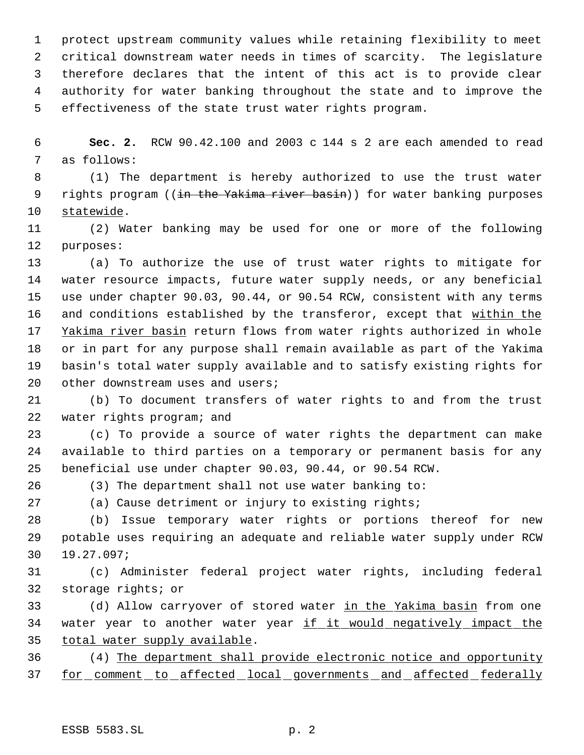protect upstream community values while retaining flexibility to meet critical downstream water needs in times of scarcity. The legislature therefore declares that the intent of this act is to provide clear authority for water banking throughout the state and to improve the effectiveness of the state trust water rights program.

**Sec. 2.** RCW 90.42.100 and 2003 c 144 s 2 are each amended to read as follows:

(1) The department is hereby authorized to use the trust water rights program ((~~in the Yakima river basin~~)) for water banking purposes statewide.

(2) Water banking may be used for one or more of the following purposes:

(a) To authorize the use of trust water rights to mitigate for water resource impacts, future water supply needs, or any beneficial use under chapter 90.03, 90.44, or 90.54 RCW, consistent with any terms and conditions established by the transferor, except that within the Yakima river basin return flows from water rights authorized in whole or in part for any purpose shall remain available as part of the Yakima basin's total water supply available and to satisfy existing rights for other downstream uses and users;

(b) To document transfers of water rights to and from the trust water rights program; and

(c) To provide a source of water rights the department can make available to third parties on a temporary or permanent basis for any beneficial use under chapter 90.03, 90.44, or 90.54 RCW.

(3) The department shall not use water banking to:

(a) Cause detriment or injury to existing rights;

(b) Issue temporary water rights or portions thereof for new potable uses requiring an adequate and reliable water supply under RCW 19.27.097;

(c) Administer federal project water rights, including federal storage rights; or

(d) Allow carryover of stored water in the Yakima basin from one water year to another water year if it would negatively impact the total water supply available.

(4) The department shall provide electronic notice and opportunity for comment to affected local governments and affected federally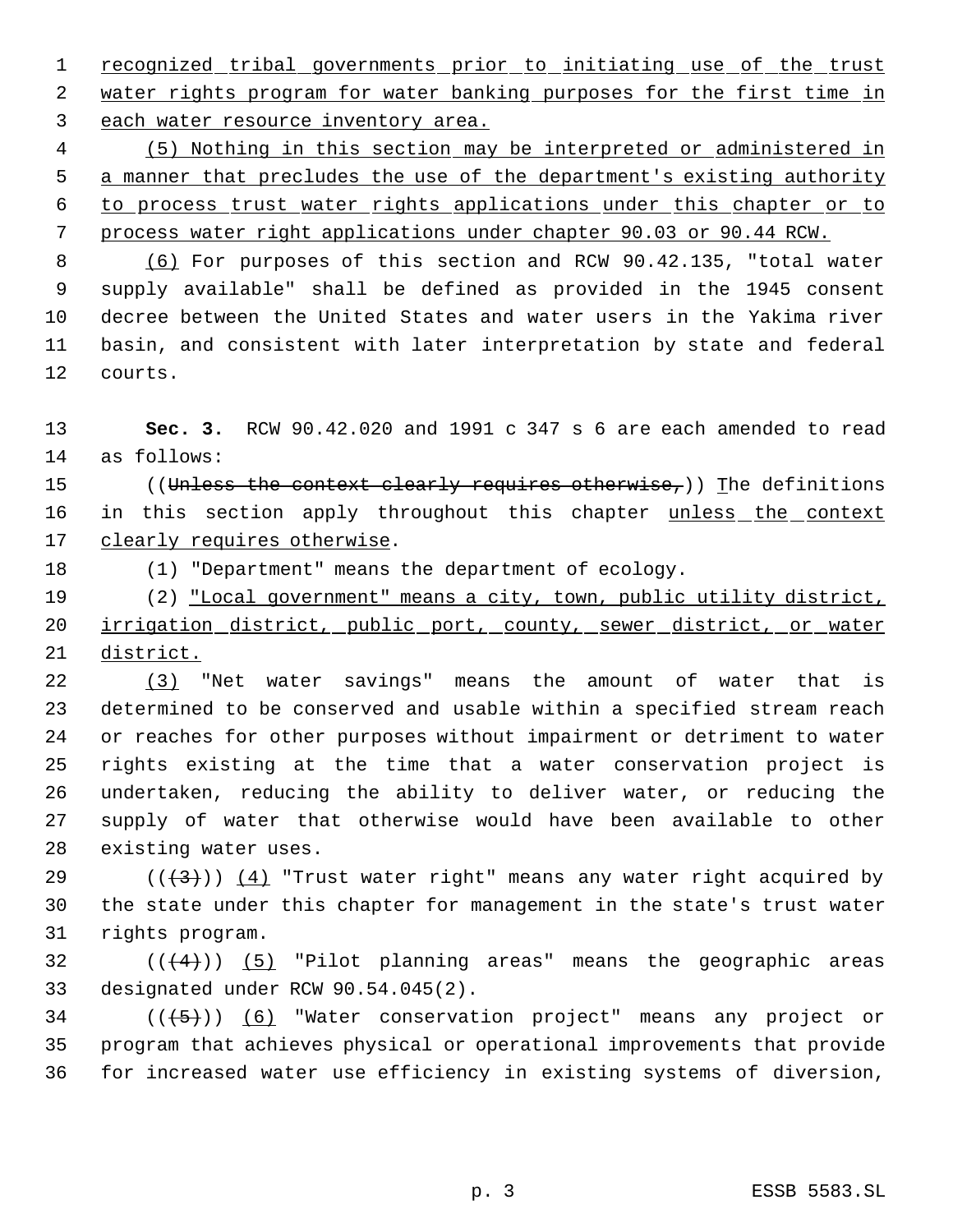recognized tribal governments prior to initiating use of the trust water rights program for water banking purposes for the first time in each water resource inventory area.

(5) Nothing in this section may be interpreted or administered in a manner that precludes the use of the department's existing authority to process trust water rights applications under this chapter or to process water right applications under chapter 90.03 or 90.44 RCW.

(6) For purposes of this section and RCW 90.42.135, "total water supply available" shall be defined as provided in the 1945 consent decree between the United States and water users in the Yakima river basin, and consistent with later interpretation by state and federal courts.

**Sec. 3.** RCW 90.42.020 and 1991 c 347 s 6 are each amended to read as follows:

((~~Unless the context clearly requires otherwise,~~)) The definitions in this section apply throughout this chapter unless the context clearly requires otherwise.

(1) "Department" means the department of ecology.

(2) "Local government" means a city, town, public utility district, irrigation district, public port, county, sewer district, or water district.

(3) "Net water savings" means the amount of water that is determined to be conserved and usable within a specified stream reach or reaches for other purposes without impairment or detriment to water rights existing at the time that a water conservation project is undertaken, reducing the ability to deliver water, or reducing the supply of water that otherwise would have been available to other existing water uses.

((~~(3)~~)) (4) "Trust water right" means any water right acquired by the state under this chapter for management in the state's trust water rights program.

((~~(4)~~)) (5) "Pilot planning areas" means the geographic areas designated under RCW 90.54.045(2).

((~~(5)~~)) (6) "Water conservation project" means any project or program that achieves physical or operational improvements that provide for increased water use efficiency in existing systems of diversion,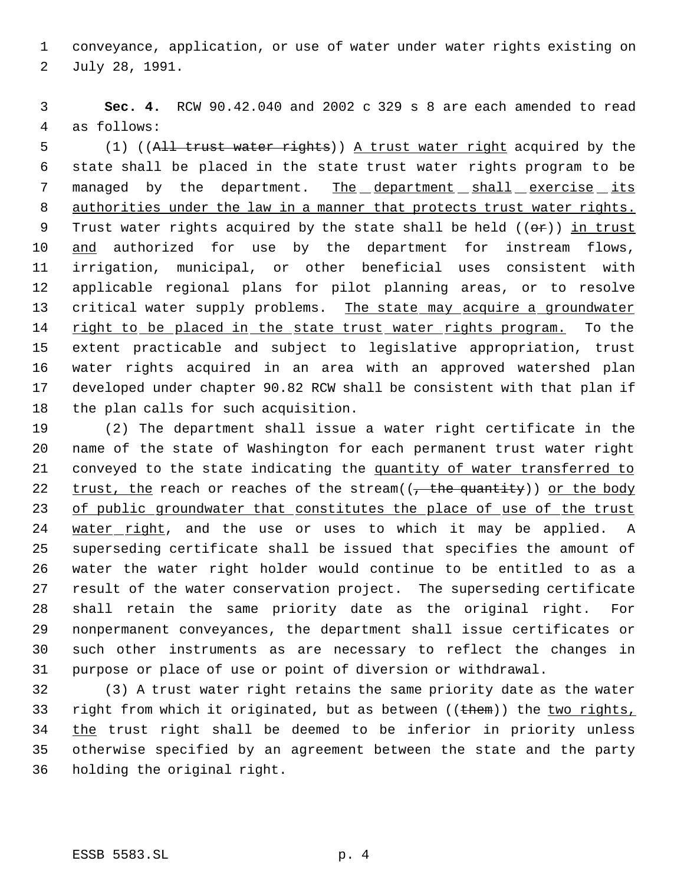conveyance, application, or use of water under water rights existing on July 28, 1991.

**Sec. 4.** RCW 90.42.040 and 2002 c 329 s 8 are each amended to read as follows:

(1) ((~~All trust water rights~~)) <u>A trust water right</u> acquired by the state shall be placed in the state trust water rights program to be managed by the department. <u>The department shall exercise its authorities under the law in a manner that protects trust water rights.</u> Trust water rights acquired by the state shall be held ((~~or~~)) <u>in trust and</u> authorized for use by the department for instream flows, irrigation, municipal, or other beneficial uses consistent with applicable regional plans for pilot planning areas, or to resolve critical water supply problems. <u>The state may acquire a groundwater right to be placed in the state trust water rights program.</u> To the extent practicable and subject to legislative appropriation, trust water rights acquired in an area with an approved watershed plan developed under chapter 90.82 RCW shall be consistent with that plan if the plan calls for such acquisition.

(2) The department shall issue a water right certificate in the name of the state of Washington for each permanent trust water right conveyed to the state indicating the <u>quantity of water transferred to trust, the</u> reach or reaches of the stream((~~, the quantity~~)) <u>or the body of public groundwater that constitutes the place of use of the trust water right</u>, and the use or uses to which it may be applied. A superseding certificate shall be issued that specifies the amount of water the water right holder would continue to be entitled to as a result of the water conservation project. The superseding certificate shall retain the same priority date as the original right. For nonpermanent conveyances, the department shall issue certificates or such other instruments as are necessary to reflect the changes in purpose or place of use or point of diversion or withdrawal.

(3) A trust water right retains the same priority date as the water right from which it originated, but as between ((~~them~~)) the <u>two rights, the</u> trust right shall be deemed to be inferior in priority unless otherwise specified by an agreement between the state and the party holding the original right.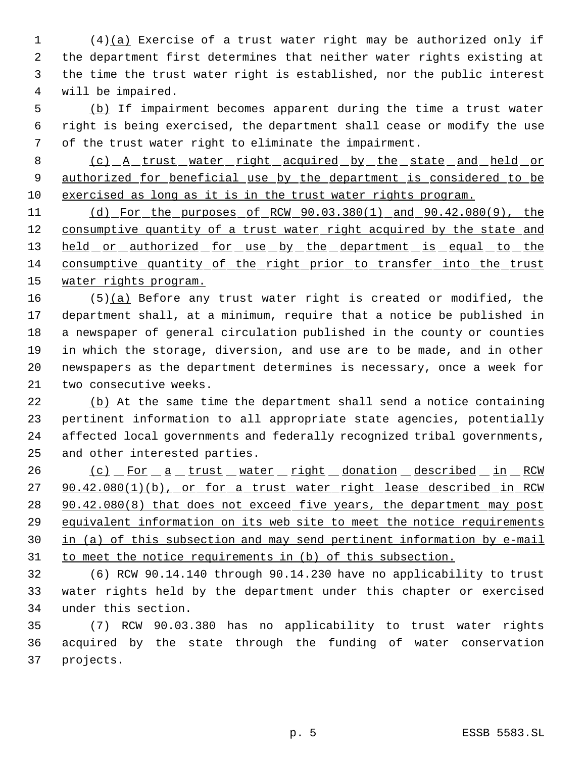(4)(a) Exercise of a trust water right may be authorized only if the department first determines that neither water rights existing at the time the trust water right is established, nor the public interest will be impaired.

(b) If impairment becomes apparent during the time a trust water right is being exercised, the department shall cease or modify the use of the trust water right to eliminate the impairment.

(c) A trust water right acquired by the state and held or authorized for beneficial use by the department is considered to be exercised as long as it is in the trust water rights program.

(d) For the purposes of RCW 90.03.380(1) and 90.42.080(9), the consumptive quantity of a trust water right acquired by the state and held or authorized for use by the department is equal to the consumptive quantity of the right prior to transfer into the trust water rights program.

(5)(a) Before any trust water right is created or modified, the department shall, at a minimum, require that a notice be published in a newspaper of general circulation published in the county or counties in which the storage, diversion, and use are to be made, and in other newspapers as the department determines is necessary, once a week for two consecutive weeks.

(b) At the same time the department shall send a notice containing pertinent information to all appropriate state agencies, potentially affected local governments and federally recognized tribal governments, and other interested parties.

(c) For a trust water right donation described in RCW 90.42.080(1)(b), or for a trust water right lease described in RCW 90.42.080(8) that does not exceed five years, the department may post equivalent information on its web site to meet the notice requirements in (a) of this subsection and may send pertinent information by e-mail to meet the notice requirements in (b) of this subsection.

(6) RCW 90.14.140 through 90.14.230 have no applicability to trust water rights held by the department under this chapter or exercised under this section.

(7) RCW 90.03.380 has no applicability to trust water rights acquired by the state through the funding of water conservation projects.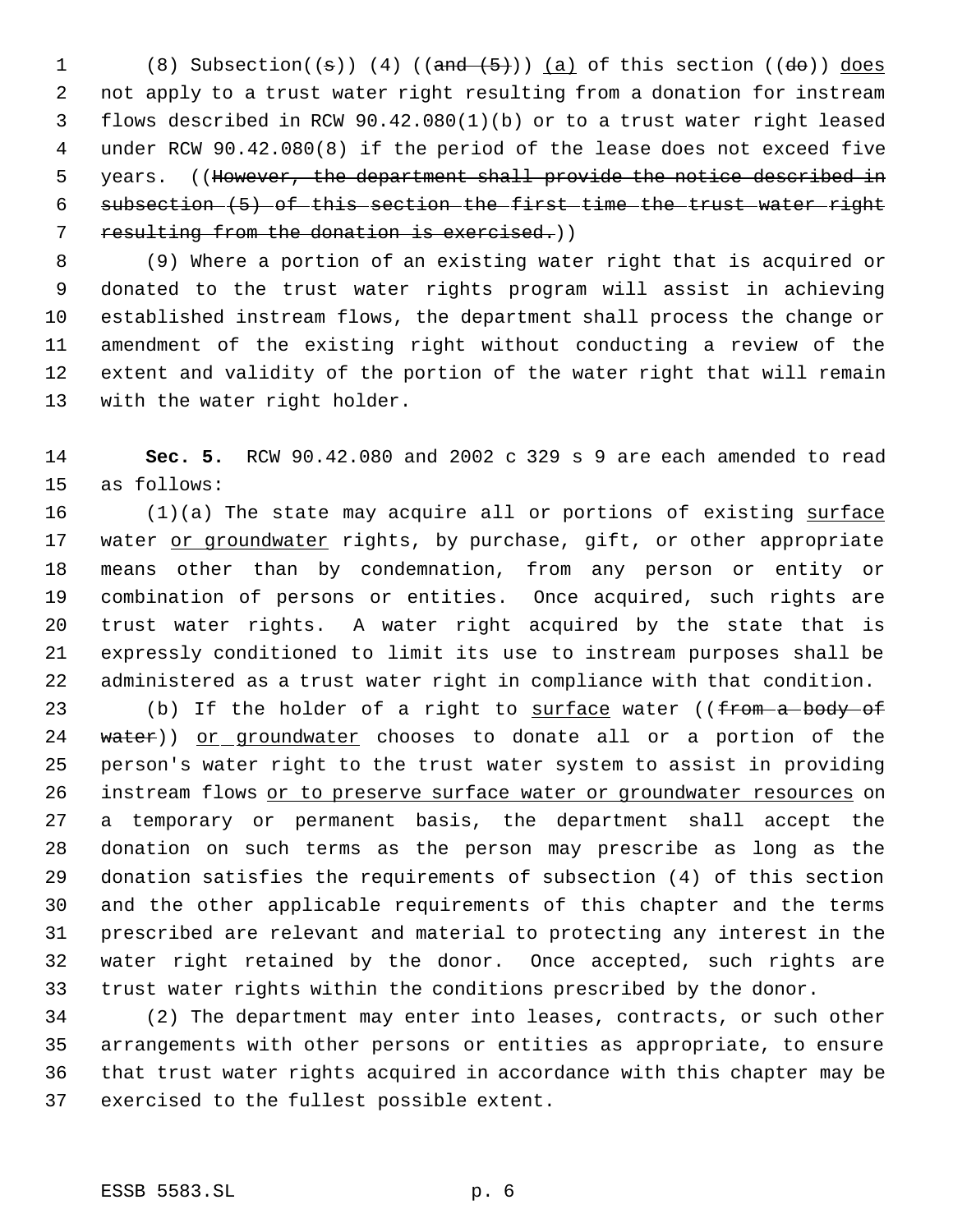(8) Subsection((s)) (4) ((and (5))) (a) of this section ((do)) does not apply to a trust water right resulting from a donation for instream flows described in RCW 90.42.080(1)(b) or to a trust water right leased under RCW 90.42.080(8) if the period of the lease does not exceed five years. ((However, the department shall provide the notice described in subsection (5) of this section the first time the trust water right resulting from the donation is exercised.))

(9) Where a portion of an existing water right that is acquired or donated to the trust water rights program will assist in achieving established instream flows, the department shall process the change or amendment of the existing right without conducting a review of the extent and validity of the portion of the water right that will remain with the water right holder.

**Sec. 5.** RCW 90.42.080 and 2002 c 329 s 9 are each amended to read as follows:

(1)(a) The state may acquire all or portions of existing surface water or groundwater rights, by purchase, gift, or other appropriate means other than by condemnation, from any person or entity or combination of persons or entities. Once acquired, such rights are trust water rights. A water right acquired by the state that is expressly conditioned to limit its use to instream purposes shall be administered as a trust water right in compliance with that condition.

(b) If the holder of a right to surface water ((from a body of water)) or groundwater chooses to donate all or a portion of the person's water right to the trust water system to assist in providing instream flows or to preserve surface water or groundwater resources on a temporary or permanent basis, the department shall accept the donation on such terms as the person may prescribe as long as the donation satisfies the requirements of subsection (4) of this section and the other applicable requirements of this chapter and the terms prescribed are relevant and material to protecting any interest in the water right retained by the donor. Once accepted, such rights are trust water rights within the conditions prescribed by the donor.

(2) The department may enter into leases, contracts, or such other arrangements with other persons or entities as appropriate, to ensure that trust water rights acquired in accordance with this chapter may be exercised to the fullest possible extent.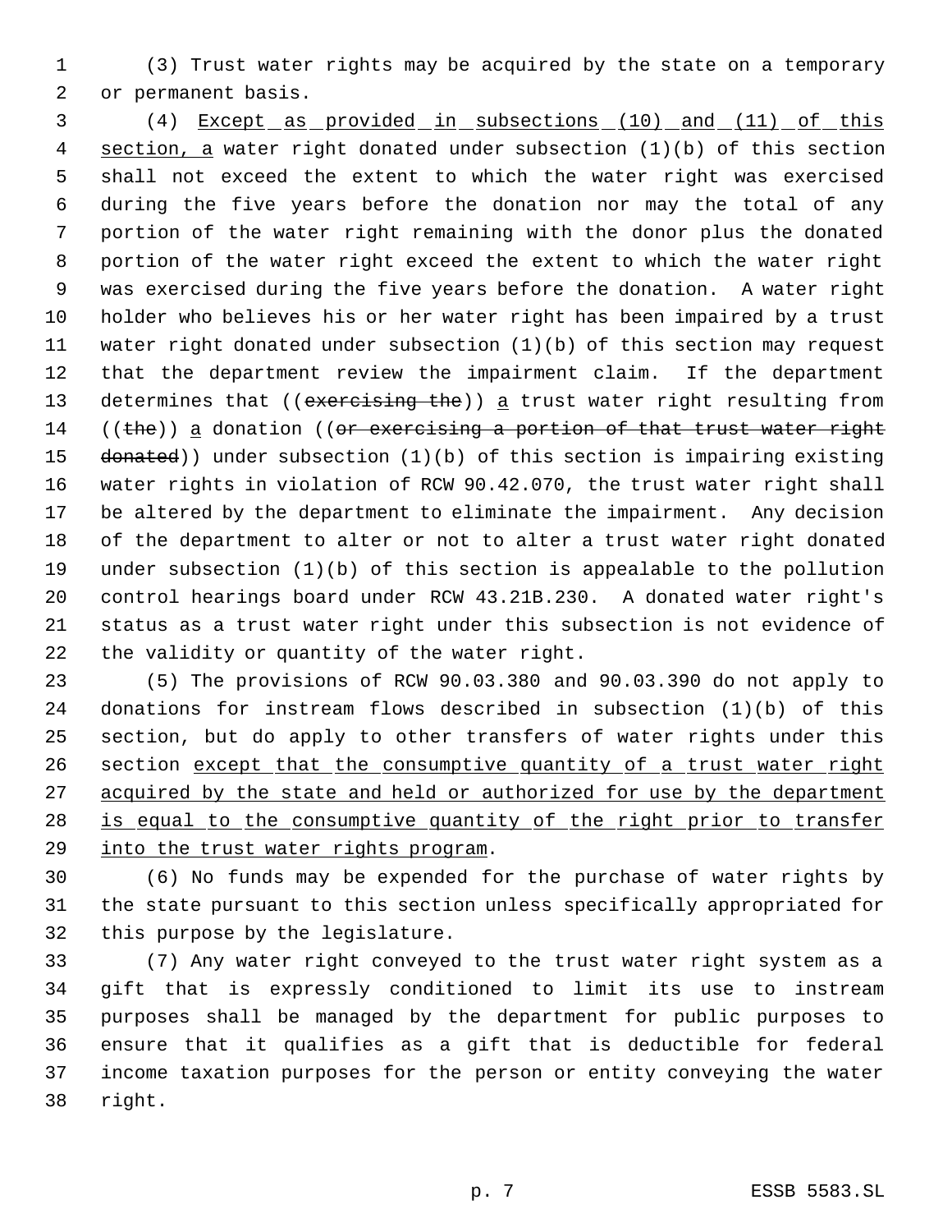(3) Trust water rights may be acquired by the state on a temporary or permanent basis.

(4) Except as provided in subsections (10) and (11) of this section, a water right donated under subsection (1)(b) of this section shall not exceed the extent to which the water right was exercised during the five years before the donation nor may the total of any portion of the water right remaining with the donor plus the donated portion of the water right exceed the extent to which the water right was exercised during the five years before the donation. A water right holder who believes his or her water right has been impaired by a trust water right donated under subsection (1)(b) of this section may request that the department review the impairment claim. If the department determines that ((exercising the)) a trust water right resulting from ((the)) a donation ((or exercising a portion of that trust water right donated)) under subsection (1)(b) of this section is impairing existing water rights in violation of RCW 90.42.070, the trust water right shall be altered by the department to eliminate the impairment. Any decision of the department to alter or not to alter a trust water right donated under subsection (1)(b) of this section is appealable to the pollution control hearings board under RCW 43.21B.230. A donated water right's status as a trust water right under this subsection is not evidence of the validity or quantity of the water right.

(5) The provisions of RCW 90.03.380 and 90.03.390 do not apply to donations for instream flows described in subsection (1)(b) of this section, but do apply to other transfers of water rights under this section except that the consumptive quantity of a trust water right acquired by the state and held or authorized for use by the department is equal to the consumptive quantity of the right prior to transfer into the trust water rights program.

(6) No funds may be expended for the purchase of water rights by the state pursuant to this section unless specifically appropriated for this purpose by the legislature.

(7) Any water right conveyed to the trust water right system as a gift that is expressly conditioned to limit its use to instream purposes shall be managed by the department for public purposes to ensure that it qualifies as a gift that is deductible for federal income taxation purposes for the person or entity conveying the water right.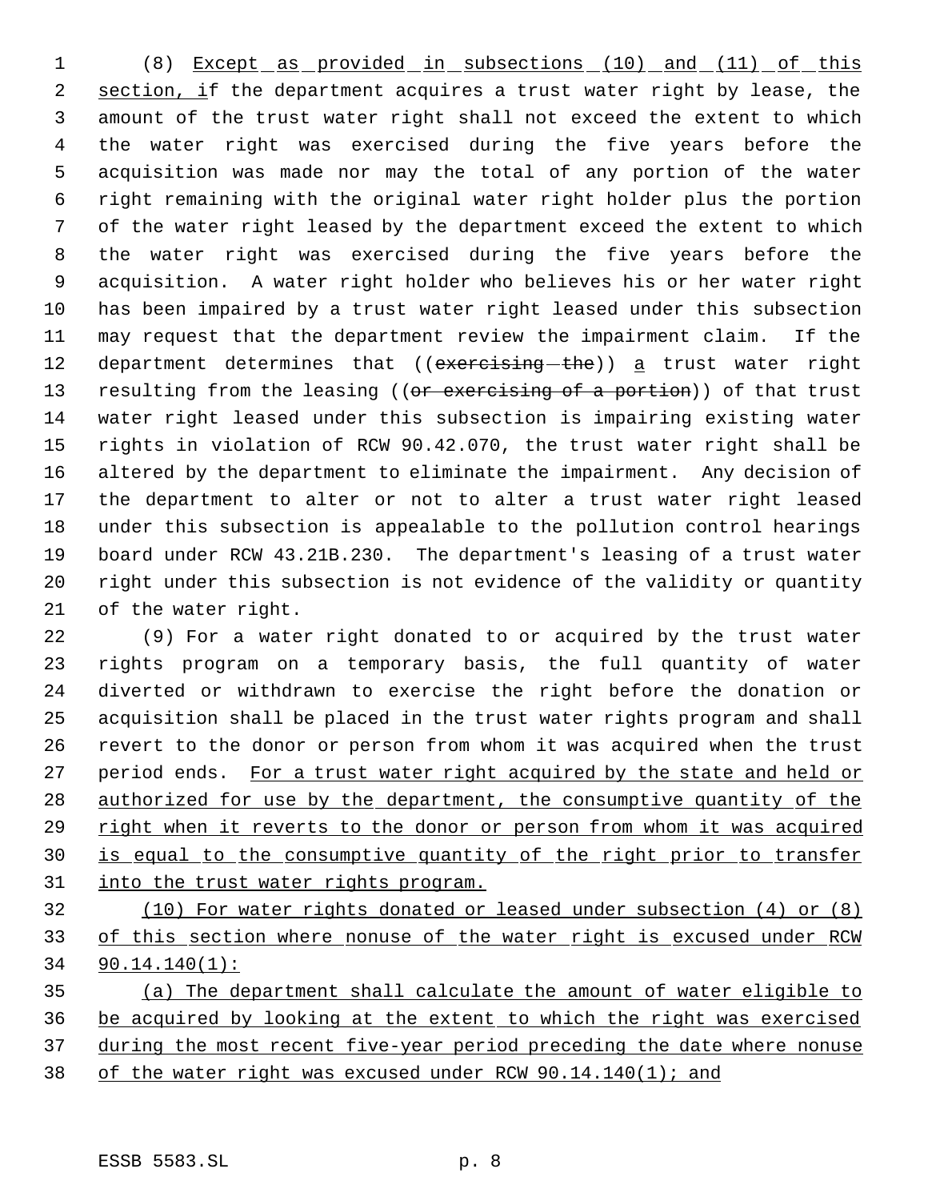(8) Except as provided in subsections (10) and (11) of this section, if the department acquires a trust water right by lease, the amount of the trust water right shall not exceed the extent to which the water right was exercised during the five years before the acquisition was made nor may the total of any portion of the water right remaining with the original water right holder plus the portion of the water right leased by the department exceed the extent to which the water right was exercised during the five years before the acquisition. A water right holder who believes his or her water right has been impaired by a trust water right leased under this subsection may request that the department review the impairment claim. If the department determines that ((~~exercising the~~)) a trust water right resulting from the leasing ((~~or exercising of a portion~~)) of that trust water right leased under this subsection is impairing existing water rights in violation of RCW 90.42.070, the trust water right shall be altered by the department to eliminate the impairment. Any decision of the department to alter or not to alter a trust water right leased under this subsection is appealable to the pollution control hearings board under RCW 43.21B.230. The department's leasing of a trust water right under this subsection is not evidence of the validity or quantity of the water right.

(9) For a water right donated to or acquired by the trust water rights program on a temporary basis, the full quantity of water diverted or withdrawn to exercise the right before the donation or acquisition shall be placed in the trust water rights program and shall revert to the donor or person from whom it was acquired when the trust period ends. For a trust water right acquired by the state and held or authorized for use by the department, the consumptive quantity of the right when it reverts to the donor or person from whom it was acquired is equal to the consumptive quantity of the right prior to transfer into the trust water rights program.

(10) For water rights donated or leased under subsection (4) or (8) of this section where nonuse of the water right is excused under RCW 90.14.140(1):

(a) The department shall calculate the amount of water eligible to be acquired by looking at the extent to which the right was exercised during the most recent five-year period preceding the date where nonuse of the water right was excused under RCW 90.14.140(1); and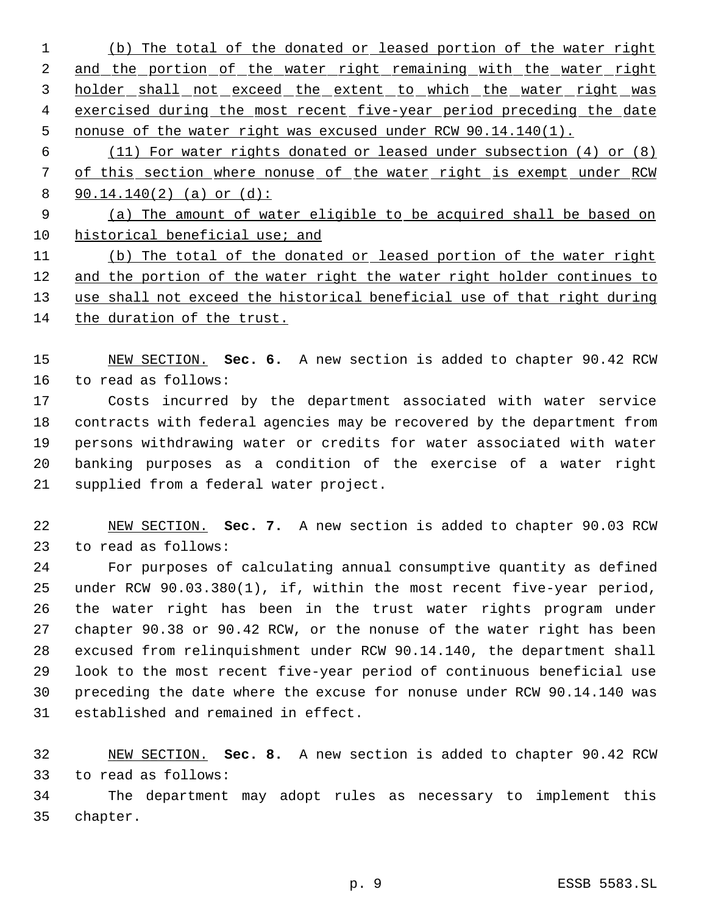(b) The total of the donated or leased portion of the water right and the portion of the water right remaining with the water right holder shall not exceed the extent to which the water right was exercised during the most recent five-year period preceding the date nonuse of the water right was excused under RCW 90.14.140(1).

(11) For water rights donated or leased under subsection (4) or (8) of this section where nonuse of the water right is exempt under RCW 90.14.140(2) (a) or (d):

(a) The amount of water eligible to be acquired shall be based on historical beneficial use; and

(b) The total of the donated or leased portion of the water right and the portion of the water right the water right holder continues to use shall not exceed the historical beneficial use of that right during the duration of the trust.

NEW SECTION. **Sec. 6.** A new section is added to chapter 90.42 RCW to read as follows:

Costs incurred by the department associated with water service contracts with federal agencies may be recovered by the department from persons withdrawing water or credits for water associated with water banking purposes as a condition of the exercise of a water right supplied from a federal water project.

NEW SECTION. **Sec. 7.** A new section is added to chapter 90.03 RCW to read as follows:

For purposes of calculating annual consumptive quantity as defined under RCW 90.03.380(1), if, within the most recent five-year period, the water right has been in the trust water rights program under chapter 90.38 or 90.42 RCW, or the nonuse of the water right has been excused from relinquishment under RCW 90.14.140, the department shall look to the most recent five-year period of continuous beneficial use preceding the date where the excuse for nonuse under RCW 90.14.140 was established and remained in effect.

NEW SECTION. **Sec. 8.** A new section is added to chapter 90.42 RCW to read as follows:

The department may adopt rules as necessary to implement this chapter.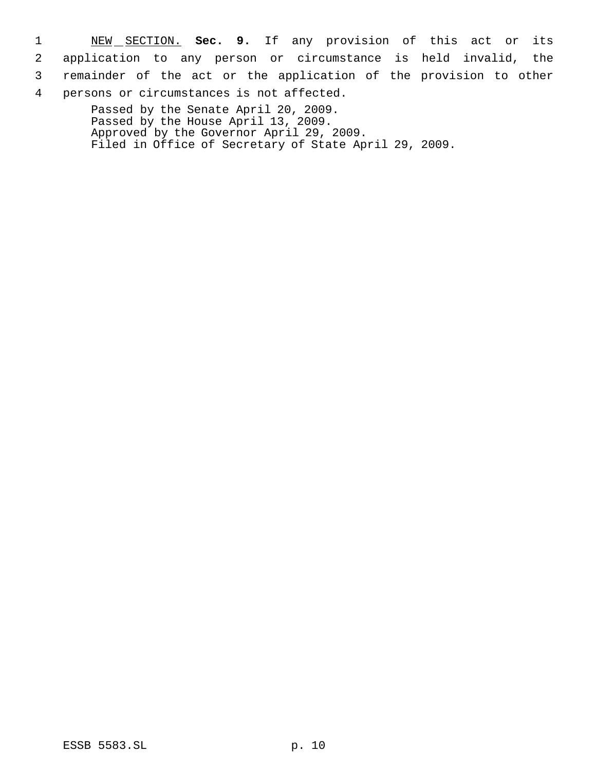NEW SECTION. **Sec. 9.** If any provision of this act or its application to any person or circumstance is held invalid, the remainder of the act or the application of the provision to other persons or circumstances is not affected.

Passed by the Senate April 20, 2009.
Passed by the House April 13, 2009.
Approved by the Governor April 29, 2009.
Filed in Office of Secretary of State April 29, 2009.